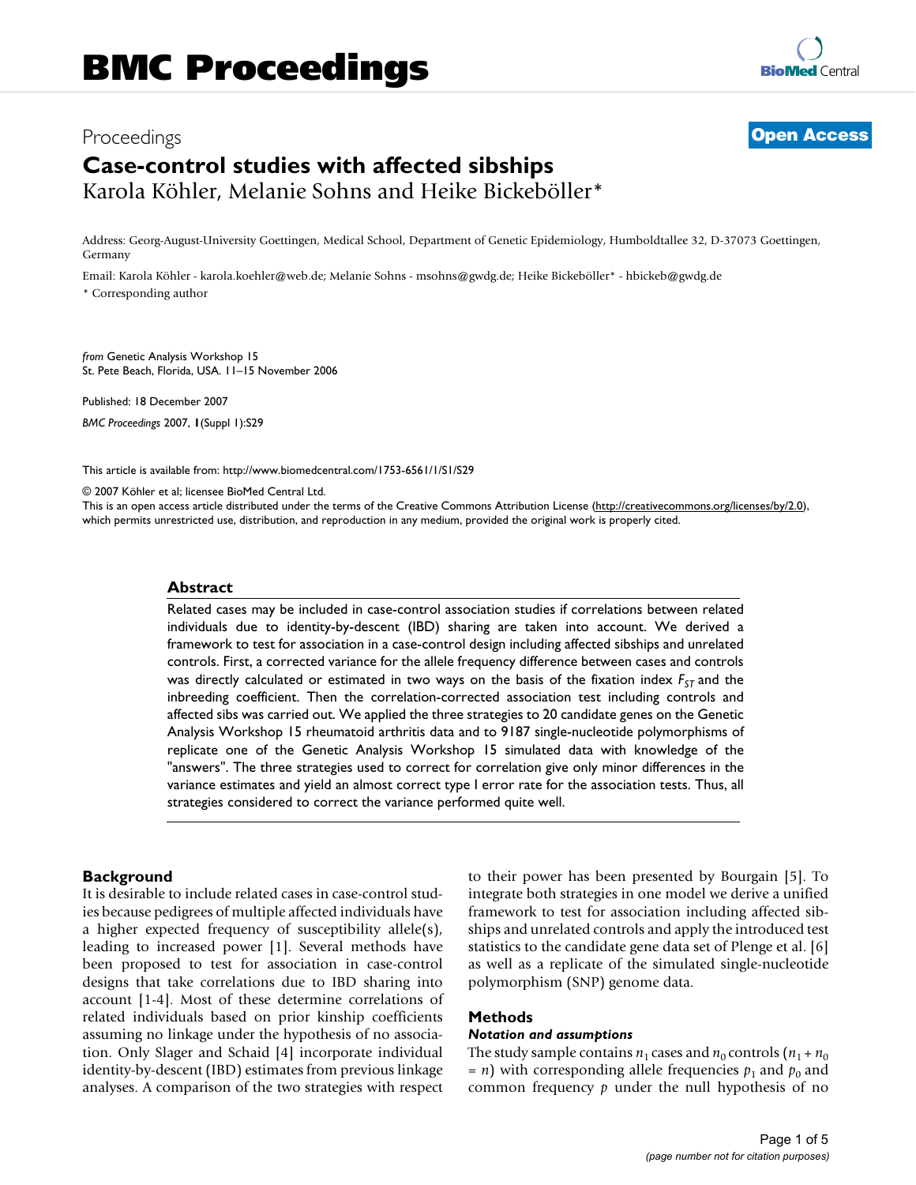# BMC Proceedings

Proceedings

**Open Access**

# Case-control studies with affected sibships

Karola Köhler, Melanie Sohns and Heike Bickeböller*

Address: Georg-August-University Goettingen, Medical School, Department of Genetic Epidemiology, Humboldtallee 32, D-37073 Goettingen, Germany

Email: Karola Köhler - karola.koehler@web.de; Melanie Sohns - msohns@gwdg.de; Heike Bickeböller* - hbickeb@gwdg.de

* Corresponding author

*from* Genetic Analysis Workshop 15
St. Pete Beach, Florida, USA. 11–15 November 2006

Published: 18 December 2007

*BMC Proceedings* 2007, **1**(Suppl 1):S29

This article is available from: http://www.biomedcentral.com/1753-6561/1/S1/S29

© 2007 Köhler et al; licensee BioMed Central Ltd.
This is an open access article distributed under the terms of the Creative Commons Attribution License (http://creativecommons.org/licenses/by/2.0), which permits unrestricted use, distribution, and reproduction in any medium, provided the original work is properly cited.

## Abstract

Related cases may be included in case-control association studies if correlations between related individuals due to identity-by-descent (IBD) sharing are taken into account. We derived a framework to test for association in a case-control design including affected sibships and unrelated controls. First, a corrected variance for the allele frequency difference between cases and controls was directly calculated or estimated in two ways on the basis of the fixation index $F_{ST}$ and the inbreeding coefficient. Then the correlation-corrected association test including controls and affected sibs was carried out. We applied the three strategies to 20 candidate genes on the Genetic Analysis Workshop 15 rheumatoid arthritis data and to 9187 single-nucleotide polymorphisms of replicate one of the Genetic Analysis Workshop 15 simulated data with knowledge of the "answers". The three strategies used to correct for correlation give only minor differences in the variance estimates and yield an almost correct type I error rate for the association tests. Thus, all strategies considered to correct the variance performed quite well.

## Background

It is desirable to include related cases in case-control studies because pedigrees of multiple affected individuals have a higher expected frequency of susceptibility allele(s), leading to increased power [1]. Several methods have been proposed to test for association in case-control designs that take correlations due to IBD sharing into account [1-4]. Most of these determine correlations of related individuals based on prior kinship coefficients assuming no linkage under the hypothesis of no association. Only Slager and Schaid [4] incorporate individual identity-by-descent (IBD) estimates from previous linkage analyses. A comparison of the two strategies with respect to their power has been presented by Bourgain [5]. To integrate both strategies in one model we derive a unified framework to test for association including affected sibships and unrelated controls and apply the introduced test statistics to the candidate gene data set of Plenge et al. [6] as well as a replicate of the simulated single-nucleotide polymorphism (SNP) genome data.

## Methods

### *Notation and assumptions*

The study sample contains $n_1$ cases and $n_0$ controls ($n_1 + n_0 = n$) with corresponding allele frequencies $p_1$ and $p_0$ and common frequency $p$ under the null hypothesis of no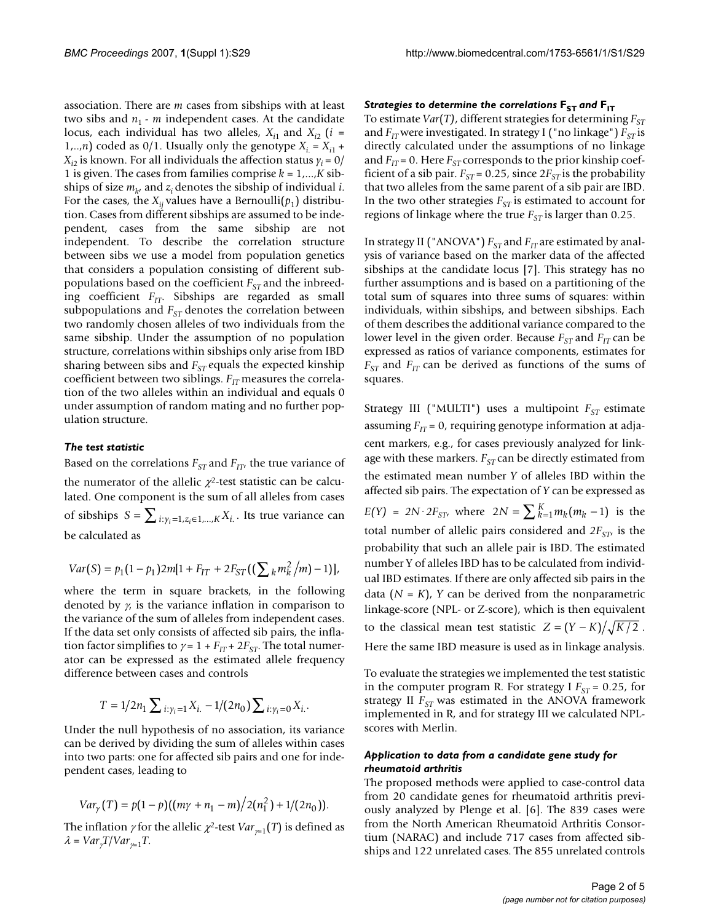association. There are $m$ cases from sibships with at least two sibs and $n_1 - m$ independent cases. At the candidate locus, each individual has two alleles, $X_{i1}$ and $X_{i2}$ ($i = 1,..,n$) coded as 0/1. Usually only the genotype $X_{i.} = X_{i1} + X_{i2}$ is known. For all individuals the affection status $\gamma_i = 0/1$ is given. The cases from families comprise $k = 1,...,K$ sibships of size $m_k$, and $z_i$ denotes the sibship of individual $i$. For the cases, the $X_{ij}$ values have a Bernoulli($p_1$) distribution. Cases from different sibships are assumed to be independent, cases from the same sibship are not independent. To describe the correlation structure between sibs we use a model from population genetics that considers a population consisting of different subpopulations based on the coefficient $F_{ST}$ and the inbreeding coefficient $F_{IT}$. Sibships are regarded as small subpopulations and $F_{ST}$ denotes the correlation between two randomly chosen alleles of two individuals from the same sibship. Under the assumption of no population structure, correlations within sibships only arise from IBD sharing between sibs and $F_{ST}$ equals the expected kinship coefficient between two siblings. $F_{IT}$ measures the correlation of the two alleles within an individual and equals 0 under assumption of random mating and no further population structure.

### *The test statistic*

Based on the correlations $F_{ST}$ and $F_{IT}$, the true variance of the numerator of the allelic $\chi^2$-test statistic can be calculated. One component is the sum of all alleles from cases of sibships $S = \sum_{i:\gamma_i=1, z_i \in 1,...,K} X_{i.}$. Its true variance can be calculated as

$$Var(S) = p_1(1-p_1)2m[1 + F_{IT} + 2F_{ST}((\sum_k m_k^2/m) - 1)],$$

where the term in square brackets, in the following denoted by $\gamma$, is the variance inflation in comparison to the variance of the sum of alleles from independent cases. If the data set only consists of affected sib pairs, the inflation factor simplifies to $\gamma = 1 + F_{IT} + 2F_{ST}$. The total numerator can be expressed as the estimated allele frequency difference between cases and controls

$$T = 1/2n_1 \sum_{i:\gamma_i=1} X_{i.} - 1/(2n_0) \sum_{i:\gamma_i=0} X_{i.}.$$

Under the null hypothesis of no association, its variance can be derived by dividing the sum of alleles within cases into two parts: one for affected sib pairs and one for independent cases, leading to

$$Var_\gamma(T) = p(1-p)((m\gamma + n_1 - m)/2(n_1^2) + 1/(2n_0)).$$

The inflation $\gamma$ for the allelic $\chi^2$-test $Var_{\gamma=1}(T)$ is defined as $\lambda = Var_\gamma T / Var_{\gamma=1} T$.

### *Strategies to determine the correlations $F_{ST}$ and $F_{IT}$*

To estimate $Var(T)$, different strategies for determining $F_{ST}$ and $F_{IT}$ were investigated. In strategy I ("no linkage") $F_{ST}$ is directly calculated under the assumptions of no linkage and $F_{IT} = 0$. Here $F_{ST}$ corresponds to the prior kinship coefficient of a sib pair. $F_{ST} = 0.25$, since $2F_{ST}$ is the probability that two alleles from the same parent of a sib pair are IBD. In the two other strategies $F_{ST}$ is estimated to account for regions of linkage where the true $F_{ST}$ is larger than 0.25.

In strategy II ("ANOVA") $F_{ST}$ and $F_{IT}$ are estimated by analysis of variance based on the marker data of the affected sibships at the candidate locus [7]. This strategy has no further assumptions and is based on a partitioning of the total sum of squares into three sums of squares: within individuals, within sibships, and between sibships. Each of them describes the additional variance compared to the lower level in the given order. Because $F_{ST}$ and $F_{IT}$ can be expressed as ratios of variance components, estimates for $F_{ST}$ and $F_{IT}$ can be derived as functions of the sums of squares.

Strategy III ("MULTI") uses a multipoint $F_{ST}$ estimate assuming $F_{IT} = 0$, requiring genotype information at adjacent markers, e.g., for cases previously analyzed for linkage with these markers. $F_{ST}$ can be directly estimated from the estimated mean number $Y$ of alleles IBD within the affected sib pairs. The expectation of $Y$ can be expressed as $E(Y) = 2N \cdot 2F_{ST}$, where $2N = \sum_{k=1}^{K} m_k(m_k - 1)$ is the total number of allelic pairs considered and $2F_{ST}$, is the probability that such an allele pair is IBD. The estimated number Y of alleles IBD has to be calculated from individual IBD estimates. If there are only affected sib pairs in the data ($N = K$), $Y$ can be derived from the nonparametric linkage-score (NPL- or Z-score), which is then equivalent to the classical mean test statistic $Z = (Y - K)/\sqrt{K/2}$. Here the same IBD measure is used as in linkage analysis.

To evaluate the strategies we implemented the test statistic in the computer program R. For strategy I $F_{ST} = 0.25$, for strategy II $F_{ST}$ was estimated in the ANOVA framework implemented in R, and for strategy III we calculated NPL-scores with Merlin.

### *Application to data from a candidate gene study for rheumatoid arthritis*

The proposed methods were applied to case-control data from 20 candidate genes for rheumatoid arthritis previously analyzed by Plenge et al. [6]. The 839 cases were from the North American Rheumatoid Arthritis Consortium (NARAC) and include 717 cases from affected sibships and 122 unrelated cases. The 855 unrelated controls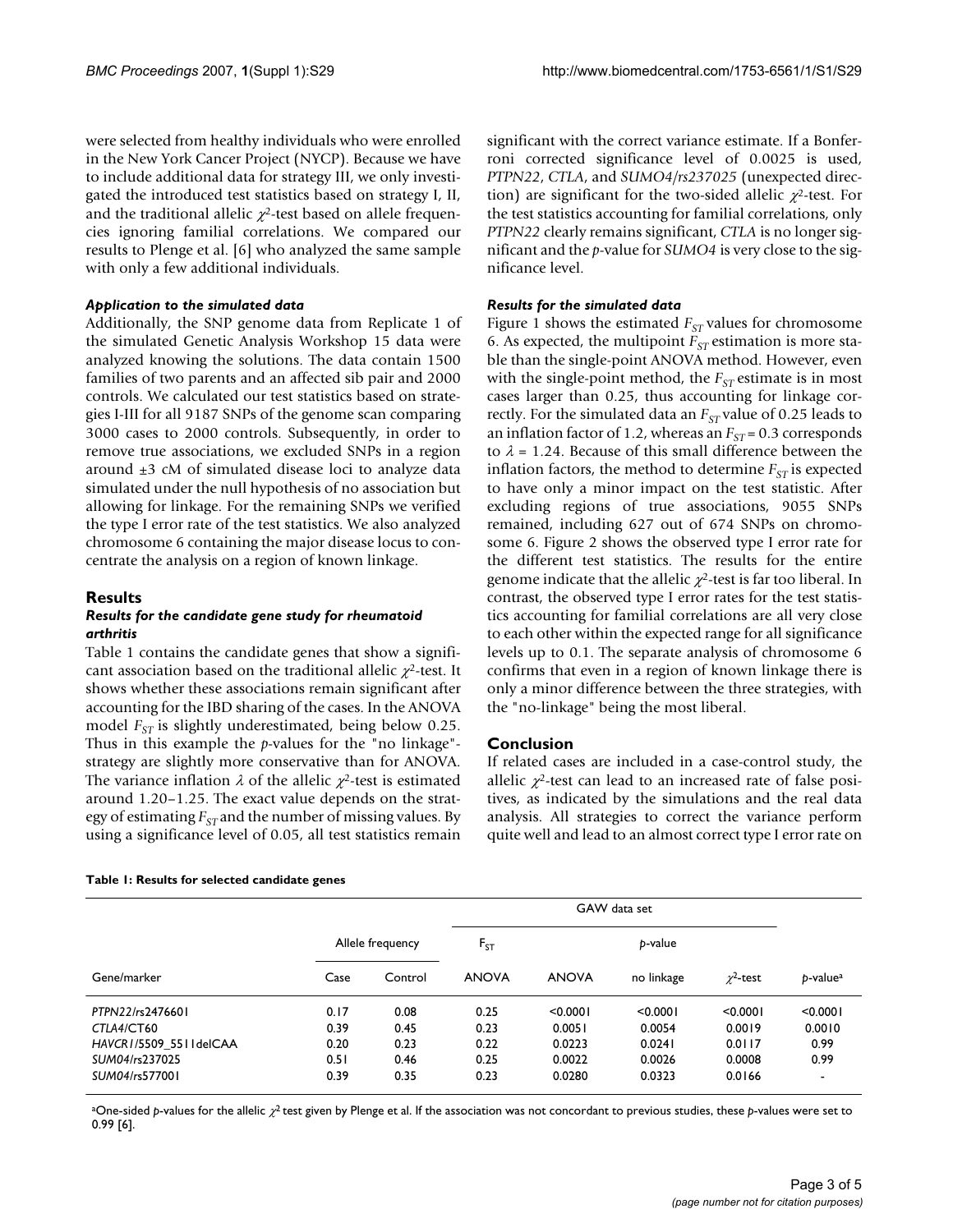were selected from healthy individuals who were enrolled in the New York Cancer Project (NYCP). Because we have to include additional data for strategy III, we only investigated the introduced test statistics based on strategy I, II, and the traditional allelic $\chi^2$-test based on allele frequencies ignoring familial correlations. We compared our results to Plenge et al. [6] who analyzed the same sample with only a few additional individuals.

### *Application to the simulated data*

Additionally, the SNP genome data from Replicate 1 of the simulated Genetic Analysis Workshop 15 data were analyzed knowing the solutions. The data contain 1500 families of two parents and an affected sib pair and 2000 controls. We calculated our test statistics based on strategies I-III for all 9187 SNPs of the genome scan comparing 3000 cases to 2000 controls. Subsequently, in order to remove true associations, we excluded SNPs in a region around ±3 cM of simulated disease loci to analyze data simulated under the null hypothesis of no association but allowing for linkage. For the remaining SNPs we verified the type I error rate of the test statistics. We also analyzed chromosome 6 containing the major disease locus to concentrate the analysis on a region of known linkage.

## Results

### *Results for the candidate gene study for rheumatoid arthritis*

Table 1 contains the candidate genes that show a significant association based on the traditional allelic $\chi^2$-test. It shows whether these associations remain significant after accounting for the IBD sharing of the cases. In the ANOVA model $F_{ST}$ is slightly underestimated, being below 0.25. Thus in this example the *p*-values for the "no linkage"-strategy are slightly more conservative than for ANOVA. The variance inflation $\lambda$ of the allelic $\chi^2$-test is estimated around 1.20–1.25. The exact value depends on the strategy of estimating $F_{ST}$ and the number of missing values. By using a significance level of 0.05, all test statistics remain significant with the correct variance estimate. If a Bonferroni corrected significance level of 0.0025 is used, *PTPN22*, *CTLA*, and *SUMO4/rs237025* (unexpected direction) are significant for the two-sided allelic $\chi^2$-test. For the test statistics accounting for familial correlations, only *PTPN22* clearly remains significant, *CTLA* is no longer significant and the *p*-value for *SUMO4* is very close to the significance level.

### *Results for the simulated data*

Figure 1 shows the estimated $F_{ST}$ values for chromosome 6. As expected, the multipoint $F_{ST}$ estimation is more stable than the single-point ANOVA method. However, even with the single-point method, the $F_{ST}$ estimate is in most cases larger than 0.25, thus accounting for linkage correctly. For the simulated data an $F_{ST}$ value of 0.25 leads to an inflation factor of 1.2, whereas an $F_{ST}$ = 0.3 corresponds to $\lambda$ = 1.24. Because of this small difference between the inflation factors, the method to determine $F_{ST}$ is expected to have only a minor impact on the test statistic. After excluding regions of true associations, 9055 SNPs remained, including 627 out of 674 SNPs on chromosome 6. Figure 2 shows the observed type I error rate for the different test statistics. The results for the entire genome indicate that the allelic $\chi^2$-test is far too liberal. In contrast, the observed type I error rates for the test statistics accounting for familial correlations are all very close to each other within the expected range for all significance levels up to 0.1. The separate analysis of chromosome 6 confirms that even in a region of known linkage there is only a minor difference between the three strategies, with the "no-linkage" being the most liberal.

## Conclusion

If related cases are included in a case-control study, the allelic $\chi^2$-test can lead to an increased rate of false positives, as indicated by the simulations and the real data analysis. All strategies to correct the variance perform quite well and lead to an almost correct type I error rate on

**Table 1: Results for selected candidate genes**

| | Allele frequency | | GAW data set | | | | |
|---|---|---|---|---|---|---|---|
| | | | $F_{ST}$ | *p*-value | | | |
| Gene/marker | Case | Control | ANOVA | ANOVA | no linkage | $\chi^2$-test | *p*-value[a] |
| *PTPN22*/rs2476601 | 0.17 | 0.08 | 0.25 | <0.0001 | <0.0001 | <0.0001 | <0.0001 |
| *CTLA4*/CT60 | 0.39 | 0.45 | 0.23 | 0.0051 | 0.0054 | 0.0019 | 0.0010 |
| *HAVCR1*/5509_5511delCAA | 0.20 | 0.23 | 0.22 | 0.0223 | 0.0241 | 0.0117 | 0.99 |
| *SUMO4*/rs237025 | 0.51 | 0.46 | 0.25 | 0.0022 | 0.0026 | 0.0008 | 0.99 |
| *SUMO4*/rs577001 | 0.39 | 0.35 | 0.23 | 0.0280 | 0.0323 | 0.0166 | - |

[a]One-sided *p*-values for the allelic $\chi^2$ test given by Plenge et al. If the association was not concordant to previous studies, these *p*-values were set to 0.99 [6].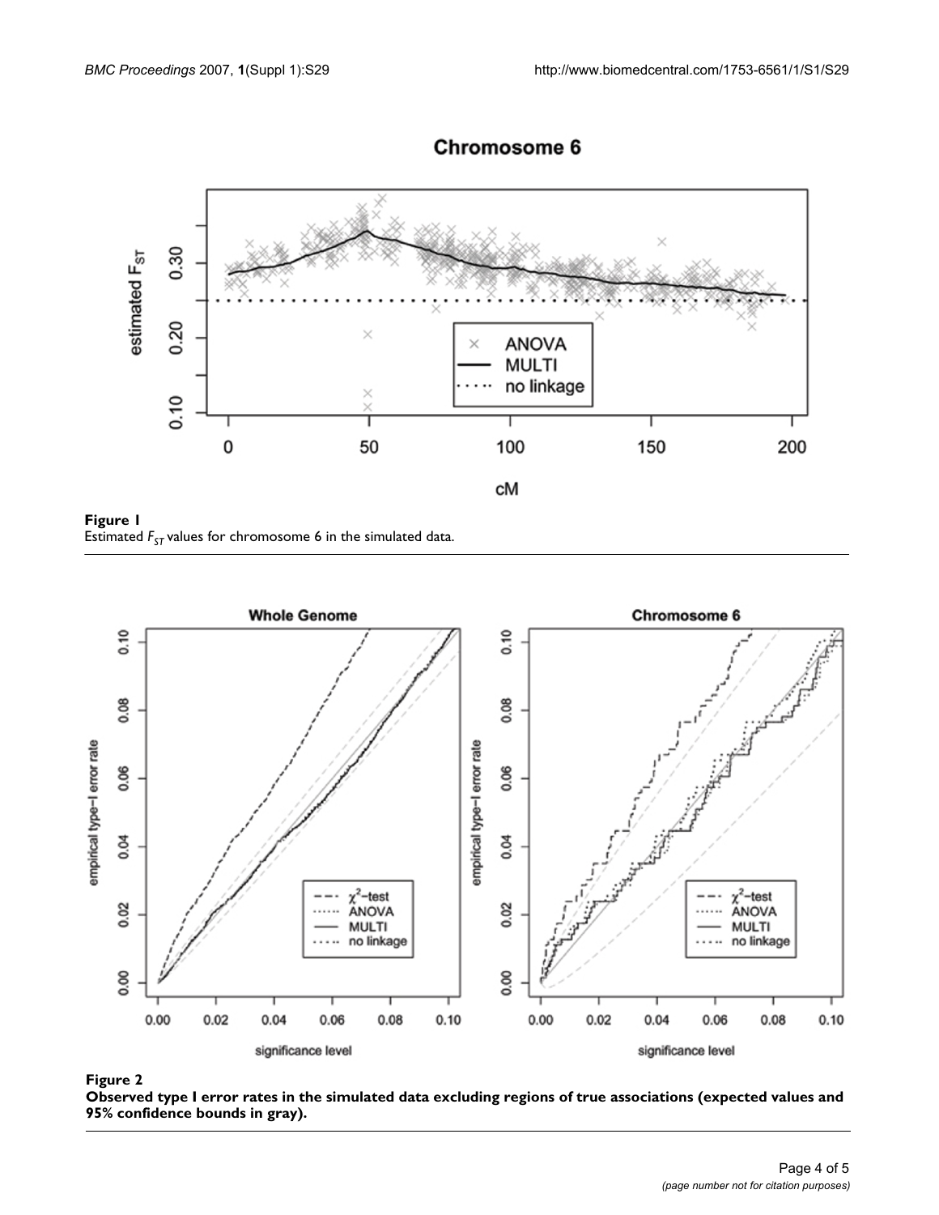**Figure 1**

Estimated $F_{ST}$ values for chromosome 6 in the simulated data.

**Figure 2**

**Observed type I error rates in the simulated data excluding regions of true associations (expected values and 95% confidence bounds in gray).**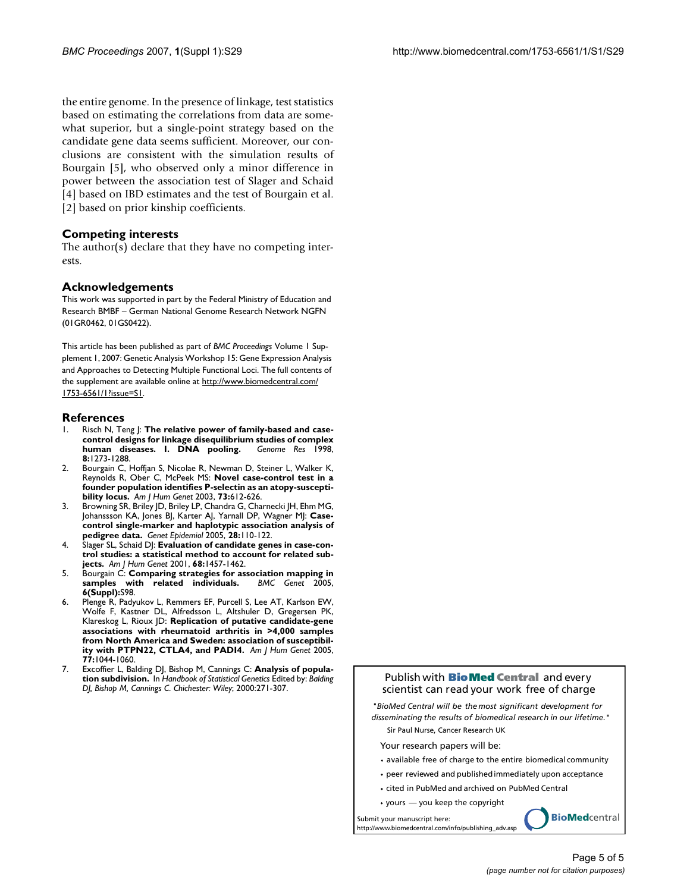the entire genome. In the presence of linkage, test statistics based on estimating the correlations from data are somewhat superior, but a single-point strategy based on the candidate gene data seems sufficient. Moreover, our conclusions are consistent with the simulation results of Bourgain [5], who observed only a minor difference in power between the association test of Slager and Schaid [4] based on IBD estimates and the test of Bourgain et al. [2] based on prior kinship coefficients.

## Competing interests

The author(s) declare that they have no competing interests.

## Acknowledgements

This work was supported in part by the Federal Ministry of Education and Research BMBF – German National Genome Research Network NGFN (01GR0462, 01GS0422).

This article has been published as part of *BMC Proceedings* Volume 1 Supplement 1, 2007: Genetic Analysis Workshop 15: Gene Expression Analysis and Approaches to Detecting Multiple Functional Loci. The full contents of the supplement are available online at http://www.biomedcentral.com/1753-6561/1?issue=S1.

## References

1. Risch N, Teng J: **The relative power of family-based and case-control designs for linkage disequilibrium studies of complex human diseases. I. DNA pooling.** *Genome Res* 1998, **8:**1273-1288.
2. Bourgain C, Hoffjan S, Nicolae R, Newman D, Steiner L, Walker K, Reynolds R, Ober C, McPeek MS: **Novel case-control test in a founder population identifies P-selectin as an atopy-susceptibility locus.** *Am J Hum Genet* 2003, **73:**612-626.
3. Browning SR, Briley JD, Briley LP, Chandra G, Charnecki JH, Ehm MG, Johanssson KA, Jones BJ, Karter AJ, Yarnall DP, Wagner MJ: **Case-control single-marker and haplotypic association analysis of pedigree data.** *Genet Epidemiol* 2005, **28:**110-122.
4. Slager SL, Schaid DJ: **Evaluation of candidate genes in case-control studies: a statistical method to account for related subjects.** *Am J Hum Genet* 2001, **68:**1457-1462.
5. Bourgain C: **Comparing strategies for association mapping in samples with related individuals.** *BMC Genet* 2005, **6(Suppl):**S98.
6. Plenge R, Padyukov L, Remmers EF, Purcell S, Lee AT, Karlson EW, Wolfe F, Kastner DL, Alfredsson L, Altshuler D, Gregersen PK, Klareskog L, Rioux JD: **Replication of putative candidate-gene associations with rheumatoid arthritis in >4,000 samples from North America and Sweden: association of susceptibility with PTPN22, CTLA4, and PADI4.** *Am J Hum Genet* 2005, **77:**1044-1060.
7. Excoffier L, Balding DJ, Bishop M, Cannings C: **Analysis of population subdivision.** In *Handbook of Statistical Genetics* Edited by: *Balding DJ, Bishop M, Cannings C. Chichester: Wiley*; 2000:271-307.

Publish with **BioMed Central** and every scientist can read your work free of charge

*"BioMed Central will be the most significant development for disseminating the results of biomedical research in our lifetime."*
Sir Paul Nurse, Cancer Research UK

Your research papers will be:

- available free of charge to the entire biomedical community
- peer reviewed and published immediately upon acceptance
- cited in PubMed and archived on PubMed Central
- yours — you keep the copyright

Submit your manuscript here:
http://www.biomedcentral.com/info/publishing_adv.asp

BioMedcentral